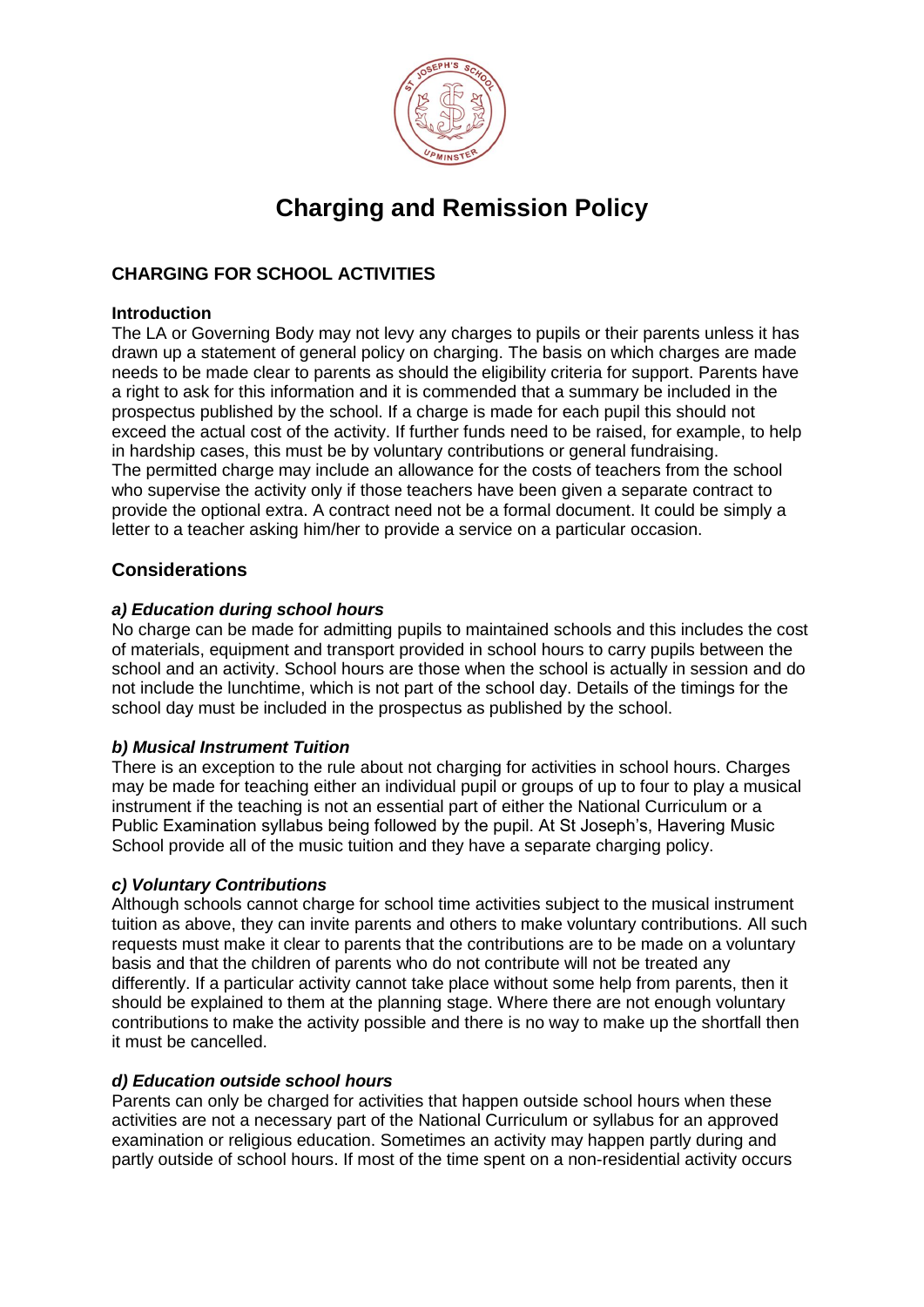# Charging and Remission Policy

## CHARGING FOR SCHOOL ACTIVITIES

### Introduction

The LA or Governing Body may not levy any charges to pupils or their parents unless it has drawn up a statement of general policy on charging. The basis on which charges are made needs to be made clear to parents as should the eligibility criteria for support. Parents have a right to ask for this information and it is commended that a summary be included in the prospectus published by the school. If a charge is made for each pupil this should not exceed the actual cost of the activity. If further funds need to be raised, for example, to help in hardship cases, this must be by voluntary contributions or general fundraising.
The permitted charge may include an allowance for the costs of teachers from the school who supervise the activity only if those teachers have been given a separate contract to provide the optional extra. A contract need not be a formal document. It could be simply a letter to a teacher asking him/her to provide a service on a particular occasion.

## Considerations

### *a) Education during school hours*

No charge can be made for admitting pupils to maintained schools and this includes the cost of materials, equipment and transport provided in school hours to carry pupils between the school and an activity. School hours are those when the school is actually in session and do not include the lunchtime, which is not part of the school day. Details of the timings for the school day must be included in the prospectus as published by the school.

### *b) Musical Instrument Tuition*

There is an exception to the rule about not charging for activities in school hours. Charges may be made for teaching either an individual pupil or groups of up to four to play a musical instrument if the teaching is not an essential part of either the National Curriculum or a Public Examination syllabus being followed by the pupil. At St Joseph's, Havering Music School provide all of the music tuition and they have a separate charging policy.

### *c) Voluntary Contributions*

Although schools cannot charge for school time activities subject to the musical instrument tuition as above, they can invite parents and others to make voluntary contributions. All such requests must make it clear to parents that the contributions are to be made on a voluntary basis and that the children of parents who do not contribute will not be treated any differently. If a particular activity cannot take place without some help from parents, then it should be explained to them at the planning stage. Where there are not enough voluntary contributions to make the activity possible and there is no way to make up the shortfall then it must be cancelled.

### *d) Education outside school hours*

Parents can only be charged for activities that happen outside school hours when these activities are not a necessary part of the National Curriculum or syllabus for an approved examination or religious education. Sometimes an activity may happen partly during and partly outside of school hours. If most of the time spent on a non-residential activity occurs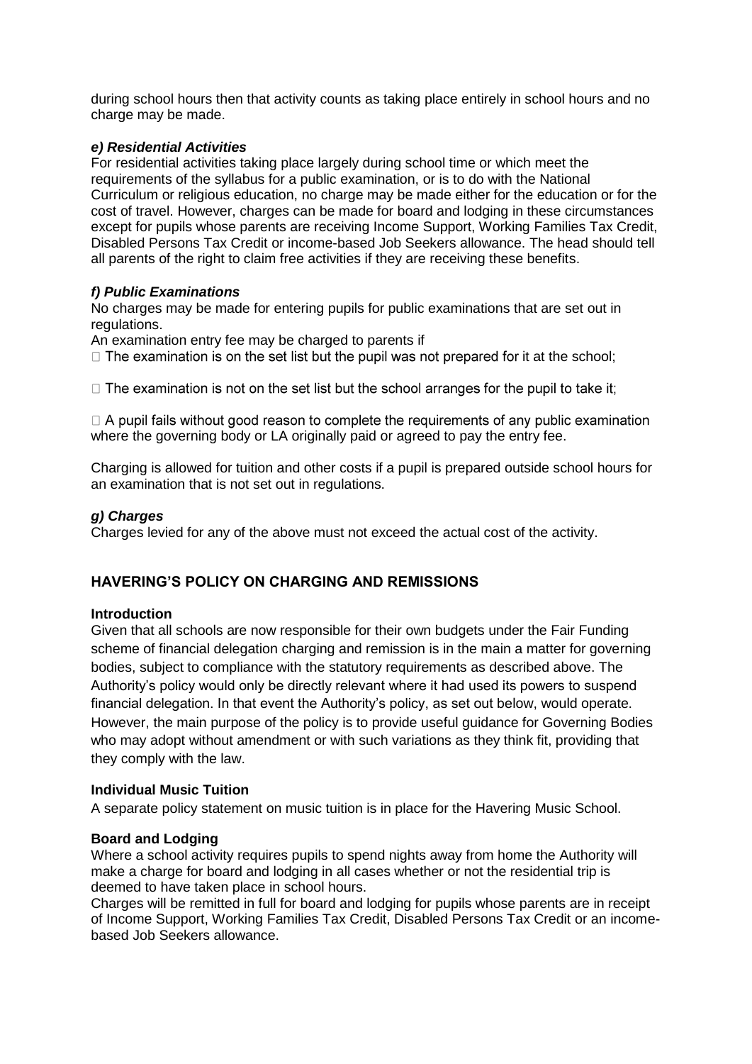during school hours then that activity counts as taking place entirely in school hours and no charge may be made.

***e) Residential Activities***

For residential activities taking place largely during school time or which meet the requirements of the syllabus for a public examination, or is to do with the National Curriculum or religious education, no charge may be made either for the education or for the cost of travel. However, charges can be made for board and lodging in these circumstances except for pupils whose parents are receiving Income Support, Working Families Tax Credit, Disabled Persons Tax Credit or income-based Job Seekers allowance. The head should tell all parents of the right to claim free activities if they are receiving these benefits.

***f) Public Examinations***

No charges may be made for entering pupils for public examinations that are set out in regulations.

An examination entry fee may be charged to parents if

- The examination is on the set list but the pupil was not prepared for it at the school;
- The examination is not on the set list but the school arranges for the pupil to take it;
- A pupil fails without good reason to complete the requirements of any public examination where the governing body or LA originally paid or agreed to pay the entry fee.

Charging is allowed for tuition and other costs if a pupil is prepared outside school hours for an examination that is not set out in regulations.

***g) Charges***

Charges levied for any of the above must not exceed the actual cost of the activity.

## HAVERING'S POLICY ON CHARGING AND REMISSIONS

**Introduction**

Given that all schools are now responsible for their own budgets under the Fair Funding scheme of financial delegation charging and remission is in the main a matter for governing bodies, subject to compliance with the statutory requirements as described above. The Authority's policy would only be directly relevant where it had used its powers to suspend financial delegation. In that event the Authority's policy, as set out below, would operate. However, the main purpose of the policy is to provide useful guidance for Governing Bodies who may adopt without amendment or with such variations as they think fit, providing that they comply with the law.

**Individual Music Tuition**

A separate policy statement on music tuition is in place for the Havering Music School.

**Board and Lodging**

Where a school activity requires pupils to spend nights away from home the Authority will make a charge for board and lodging in all cases whether or not the residential trip is deemed to have taken place in school hours.

Charges will be remitted in full for board and lodging for pupils whose parents are in receipt of Income Support, Working Families Tax Credit, Disabled Persons Tax Credit or an income-based Job Seekers allowance.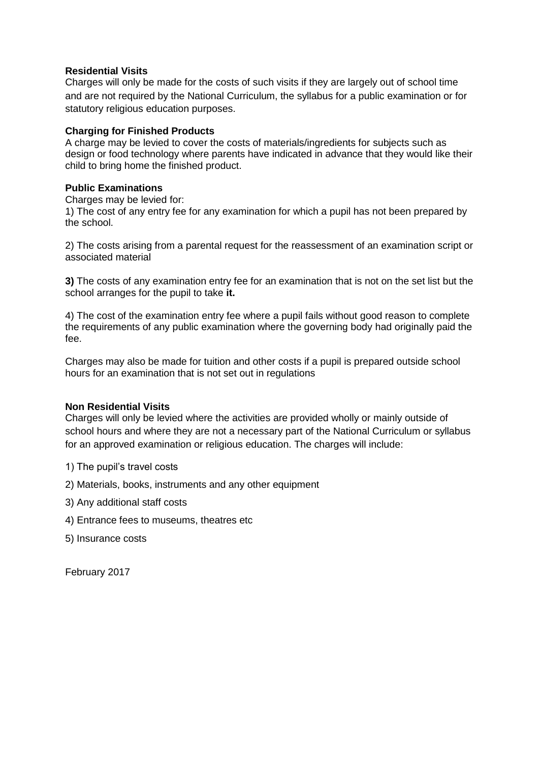**Residential Visits**

Charges will only be made for the costs of such visits if they are largely out of school time and are not required by the National Curriculum, the syllabus for a public examination or for statutory religious education purposes.

**Charging for Finished Products**

A charge may be levied to cover the costs of materials/ingredients for subjects such as design or food technology where parents have indicated in advance that they would like their child to bring home the finished product.

**Public Examinations**

Charges may be levied for:

1) The cost of any entry fee for any examination for which a pupil has not been prepared by the school.

2) The costs arising from a parental request for the reassessment of an examination script or associated material

**3)** The costs of any examination entry fee for an examination that is not on the set list but the school arranges for the pupil to take **it.**

4) The cost of the examination entry fee where a pupil fails without good reason to complete the requirements of any public examination where the governing body had originally paid the fee.

Charges may also be made for tuition and other costs if a pupil is prepared outside school hours for an examination that is not set out in regulations

**Non Residential Visits**

Charges will only be levied where the activities are provided wholly or mainly outside of school hours and where they are not a necessary part of the National Curriculum or syllabus for an approved examination or religious education. The charges will include:

1) The pupil's travel costs

2) Materials, books, instruments and any other equipment

3) Any additional staff costs

4) Entrance fees to museums, theatres etc

5) Insurance costs

February 2017